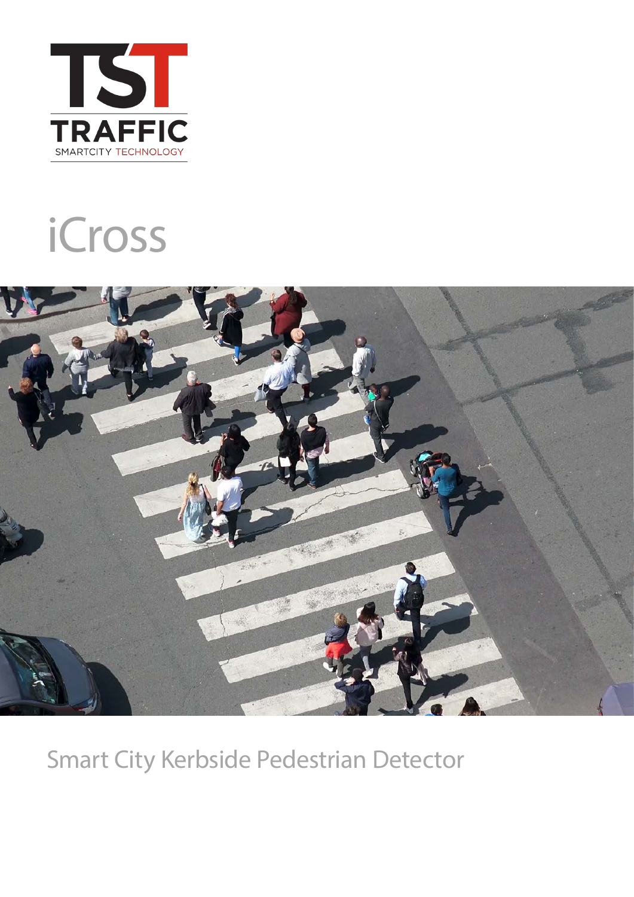TST

TRAFFIC

SMARTCITY TECHNOLOGY

# iCross

## Smart City Kerbside Pedestrian Detector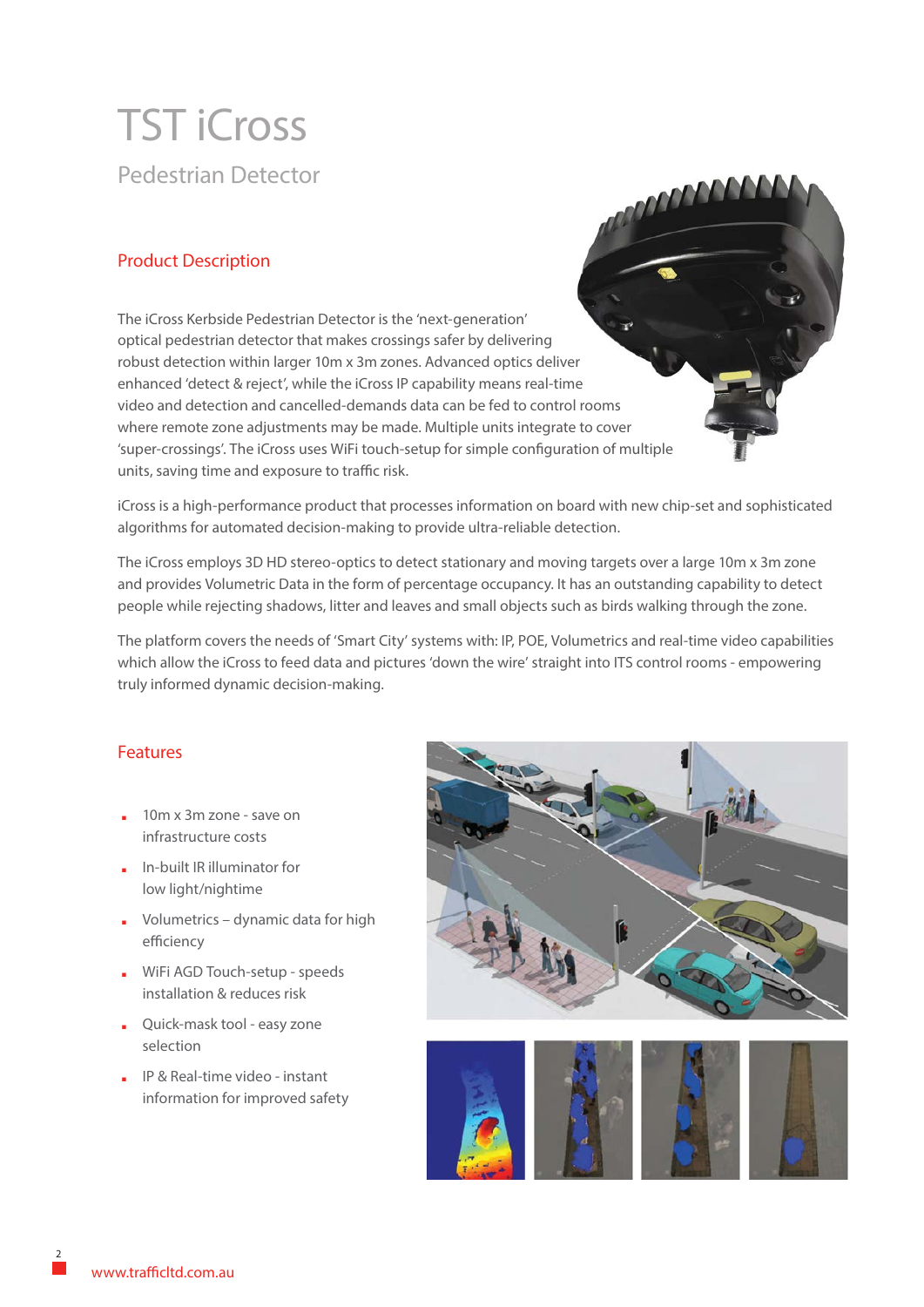# TST iCross

## Pedestrian Detector

### Product Description

The iCross Kerbside Pedestrian Detector is the 'next-generation' optical pedestrian detector that makes crossings safer by delivering robust detection within larger 10m x 3m zones. Advanced optics deliver enhanced 'detect & reject', while the iCross IP capability means real-time video and detection and cancelled-demands data can be fed to control rooms where remote zone adjustments may be made. Multiple units integrate to cover 'super-crossings'. The iCross uses WiFi touch-setup for simple configuration of multiple units, saving time and exposure to traffic risk.

iCross is a high-performance product that processes information on board with new chip-set and sophisticated algorithms for automated decision-making to provide ultra-reliable detection.

The iCross employs 3D HD stereo-optics to detect stationary and moving targets over a large 10m x 3m zone and provides Volumetric Data in the form of percentage occupancy. It has an outstanding capability to detect people while rejecting shadows, litter and leaves and small objects such as birds walking through the zone.

The platform covers the needs of 'Smart City' systems with: IP, POE, Volumetrics and real-time video capabilities which allow the iCross to feed data and pictures 'down the wire' straight into ITS control rooms - empowering truly informed dynamic decision-making.

### Features

- 10m x 3m zone - save on infrastructure costs
- In-built IR illuminator for low light/nightime
- Volumetrics – dynamic data for high efficiency
- WiFi AGD Touch-setup - speeds installation & reduces risk
- Quick-mask tool - easy zone selection
- IP & Real-time video - instant information for improved safety

www.trafficltd.com.au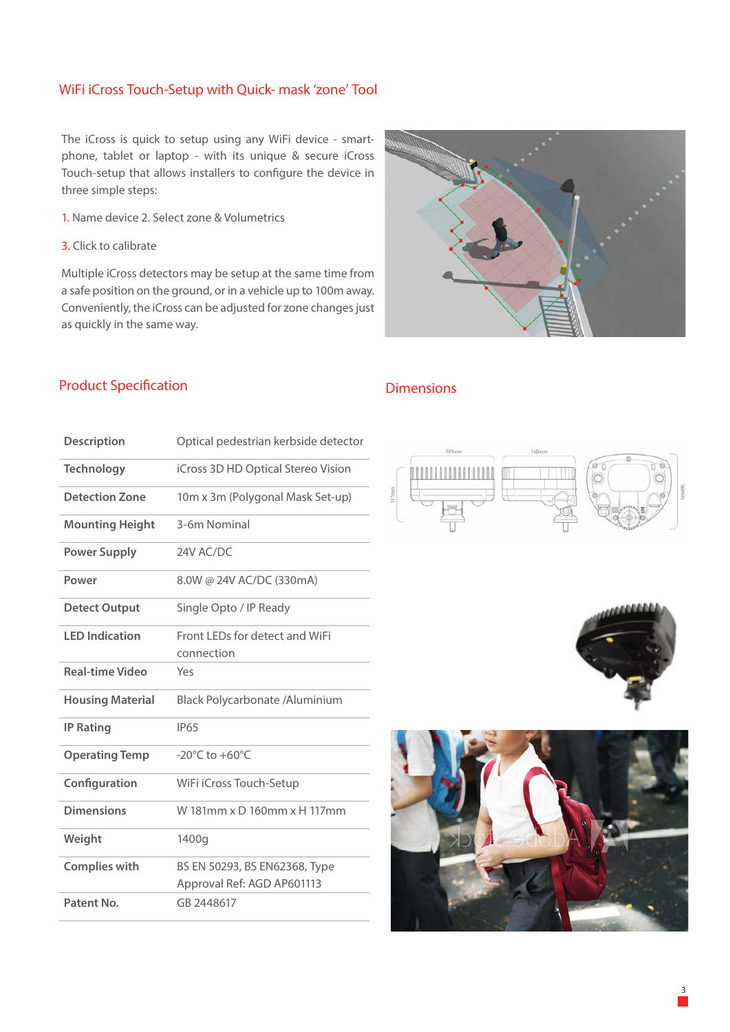## WiFi iCross Touch-Setup with Quick- mask 'zone' Tool

The iCross is quick to setup using any WiFi device - smartphone, tablet or laptop - with its unique & secure iCross Touch-setup that allows installers to configure the device in three simple steps:

1. Name device 2. Select zone & Volumetrics

3. Click to calibrate

Multiple iCross detectors may be setup at the same time from a safe position on the ground, or in a vehicle up to 100m away. Conveniently, the iCross can be adjusted for zone changes just as quickly in the same way.

## Product Specification

| Description | Optical pedestrian kerbside detector |
|---|---|
| Technology | iCross 3D HD Optical Stereo Vision |
| Detection Zone | 10m x 3m (Polygonal Mask Set-up) |
| Mounting Height | 3-6m Nominal |
| Power Supply | 24V AC/DC |
| Power | 8.0W @ 24V AC/DC (330mA) |
| Detect Output | Single Opto / IP Ready |
| LED Indication | Front LEDs for detect and WiFi connection |
| Real-time Video | Yes |
| Housing Material | Black Polycarbonate /Aluminium |
| IP Rating | IP65 |
| Operating Temp | -20°C to +60°C |
| Configuration | WiFi iCross Touch-Setup |
| Dimensions | W 181mm x D 160mm x H 117mm |
| Weight | 1400g |
| Complies with | BS EN 50293, BS EN62368, Type Approval Ref: AGD AP601113 |
| Patent No. | GB 2448617 |

## Dimensions

181mm 160mm 117mm 160mm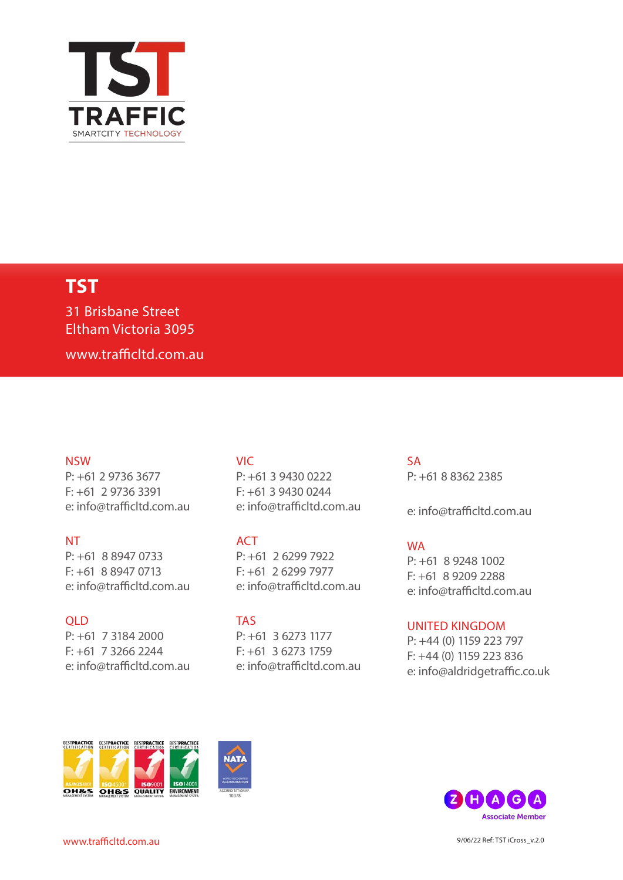TST TRAFFIC
SMARTCITY TECHNOLOGY

## TST

31 Brisbane Street
Eltham Victoria 3095

www.trafficltd.com.au

### NSW
P: +61 2 9736 3677
F: +61 2 9736 3391
e: info@trafficltd.com.au

### NT
P: +61 8 8947 0733
F: +61 8 8947 0713
e: info@trafficltd.com.au

### QLD
P: +61 7 3184 2000
F: +61 7 3266 2244
e: info@trafficltd.com.au

### VIC
P: +61 3 9430 0222
F: +61 3 9430 0244
e: info@trafficltd.com.au

### ACT
P: +61 2 6299 7922
F: +61 2 6299 7977
e: info@trafficltd.com.au

### TAS
P: +61 3 6273 1177
F: +61 3 6273 1759
e: info@trafficltd.com.au

### SA
P: +61 8 8362 2385

e: info@trafficltd.com.au

### WA
P: +61 8 9248 1002
F: +61 8 9209 2288
e: info@trafficltd.com.au

### UNITED KINGDOM
P: +44 (0) 1159 223 797
F: +44 (0) 1159 223 836
e: info@aldridgetraffic.co.uk

BESTPRACTICE CERTIFICATION AS/NZS4801 OH&S MANAGEMENT SYSTEM
BESTPRACTICE CERTIFICATION ISO45001 OH&S MANAGEMENT SYSTEM
BESTPRACTICE CERTIFICATION ISO9001 QUALITY MANAGEMENT SYSTEM
BESTPRACTICE CERTIFICATION ISO14001 ENVIRONMENT MANAGEMENT SYSTEM

NATA WORLD RECOGNISED ACCREDITATION
ACCREDITATION Nº. 10378

ZHAGA Associate Member

www.trafficltd.com.au

9/06/22 Ref: TST iCross_v.2.0